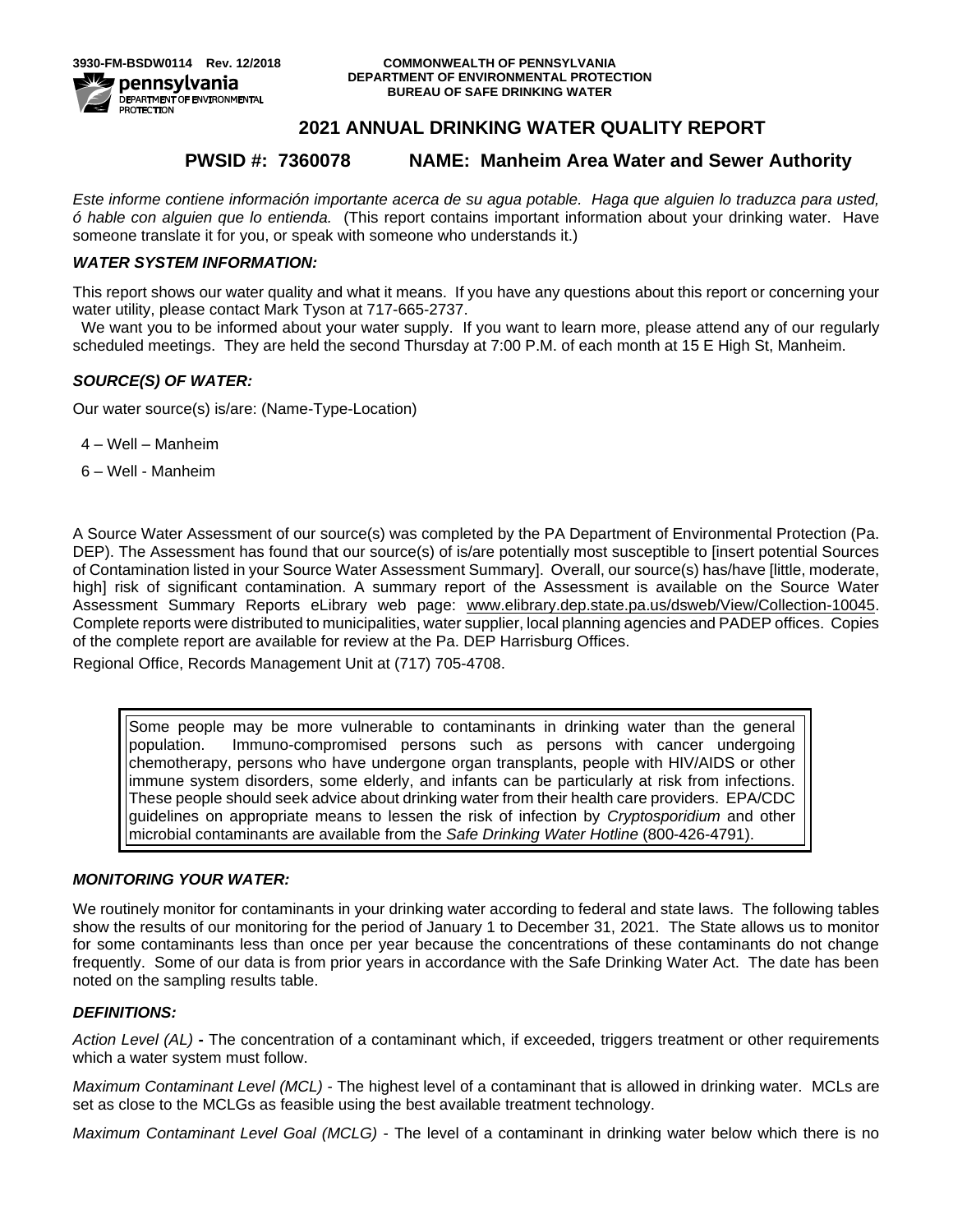3930-FM-BSDW0114 Rev. 12/2018

pennsylvania
DEPARTMENT OF ENVIRONMENTAL PROTECTION

COMMONWEALTH OF PENNSYLVANIA
DEPARTMENT OF ENVIRONMENTAL PROTECTION
BUREAU OF SAFE DRINKING WATER

# 2021 ANNUAL DRINKING WATER QUALITY REPORT

## PWSID #: 7360078 NAME: Manheim Area Water and Sewer Authority

*Este informe contiene información importante acerca de su agua potable. Haga que alguien lo traduzca para usted, ó hable con alguien que lo entienda.* (This report contains important information about your drinking water. Have someone translate it for you, or speak with someone who understands it.)

### *WATER SYSTEM INFORMATION:*

This report shows our water quality and what it means. If you have any questions about this report or concerning your water utility, please contact Mark Tyson at 717-665-2737.

We want you to be informed about your water supply. If you want to learn more, please attend any of our regularly scheduled meetings. They are held the second Thursday at 7:00 P.M. of each month at 15 E High St, Manheim.

### *SOURCE(S) OF WATER:*

Our water source(s) is/are: (Name-Type-Location)

4 – Well – Manheim

6 – Well - Manheim

A Source Water Assessment of our source(s) was completed by the PA Department of Environmental Protection (Pa. DEP). The Assessment has found that our source(s) of is/are potentially most susceptible to [insert potential Sources of Contamination listed in your Source Water Assessment Summary]. Overall, our source(s) has/have [little, moderate, high] risk of significant contamination. A summary report of the Assessment is available on the Source Water Assessment Summary Reports eLibrary web page: www.elibrary.dep.state.pa.us/dsweb/View/Collection-10045. Complete reports were distributed to municipalities, water supplier, local planning agencies and PADEP offices. Copies of the complete report are available for review at the Pa. DEP Harrisburg Offices.

Regional Office, Records Management Unit at (717) 705-4708.

> Some people may be more vulnerable to contaminants in drinking water than the general population. Immuno-compromised persons such as persons with cancer undergoing chemotherapy, persons who have undergone organ transplants, people with HIV/AIDS or other immune system disorders, some elderly, and infants can be particularly at risk from infections. These people should seek advice about drinking water from their health care providers. EPA/CDC guidelines on appropriate means to lessen the risk of infection by *Cryptosporidium* and other microbial contaminants are available from the *Safe Drinking Water Hotline* (800-426-4791).

### *MONITORING YOUR WATER:*

We routinely monitor for contaminants in your drinking water according to federal and state laws. The following tables show the results of our monitoring for the period of January 1 to December 31, 2021. The State allows us to monitor for some contaminants less than once per year because the concentrations of these contaminants do not change frequently. Some of our data is from prior years in accordance with the Safe Drinking Water Act. The date has been noted on the sampling results table.

### *DEFINITIONS:*

*Action Level (AL)* **-** The concentration of a contaminant which, if exceeded, triggers treatment or other requirements which a water system must follow.

*Maximum Contaminant Level (MCL)* - The highest level of a contaminant that is allowed in drinking water. MCLs are set as close to the MCLGs as feasible using the best available treatment technology.

*Maximum Contaminant Level Goal (MCLG)* - The level of a contaminant in drinking water below which there is no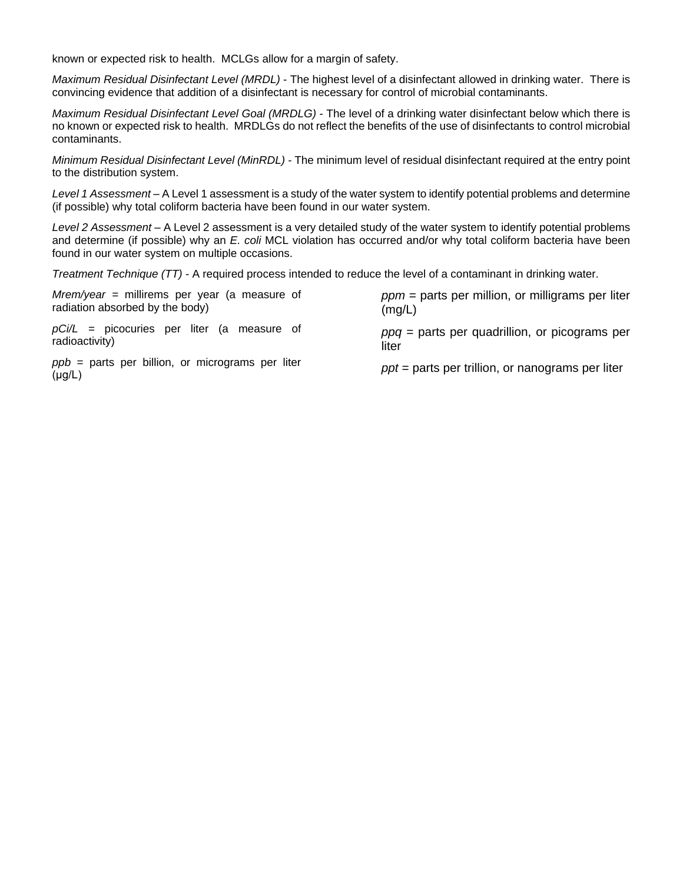known or expected risk to health.  MCLGs allow for a margin of safety.

*Maximum Residual Disinfectant Level (MRDL)* - The highest level of a disinfectant allowed in drinking water.  There is convincing evidence that addition of a disinfectant is necessary for control of microbial contaminants.

*Maximum Residual Disinfectant Level Goal (MRDLG)* - The level of a drinking water disinfectant below which there is no known or expected risk to health.  MRDLGs do not reflect the benefits of the use of disinfectants to control microbial contaminants.

*Minimum Residual Disinfectant Level (MinRDL)* - The minimum level of residual disinfectant required at the entry point to the distribution system.

*Level 1 Assessment* – A Level 1 assessment is a study of the water system to identify potential problems and determine (if possible) why total coliform bacteria have been found in our water system.

*Level 2 Assessment* – A Level 2 assessment is a very detailed study of the water system to identify potential problems and determine (if possible) why an *E. coli* MCL violation has occurred and/or why total coliform bacteria have been found in our water system on multiple occasions.

*Treatment Technique (TT)* - A required process intended to reduce the level of a contaminant in drinking water.

*Mrem/year* = millirems per year (a measure of radiation absorbed by the body)

*pCi/L* = picocuries per liter (a measure of radioactivity)

*ppb* = parts per billion, or micrograms per liter (µg/L)

*ppm* = parts per million, or milligrams per liter (mg/L)

*ppq* = parts per quadrillion, or picograms per liter

*ppt* = parts per trillion, or nanograms per liter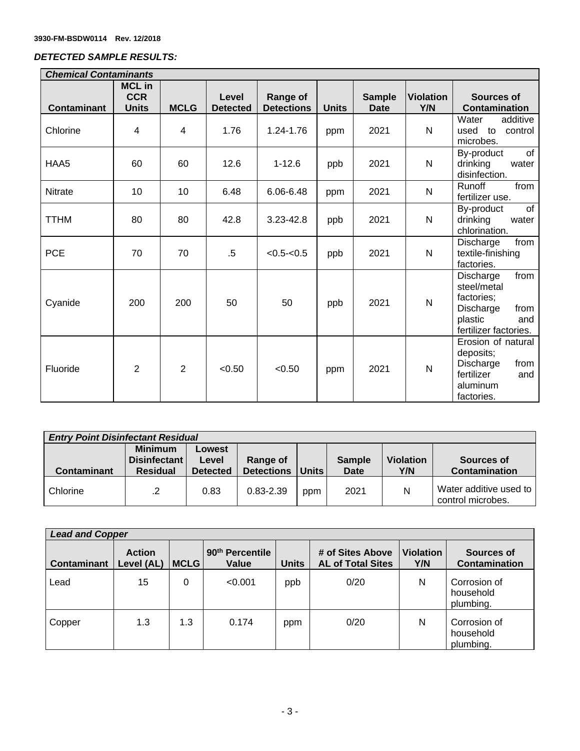3930-FM-BSDW0114 Rev. 12/2018

***DETECTED SAMPLE RESULTS:***

| ***Chemical Contaminants*** | | | | | | | | |
|---|---|---|---|---|---|---|---|---|
| **Contaminant** | **MCL in CCR Units** | **MCLG** | **Level Detected** | **Range of Detections** | **Units** | **Sample Date** | **Violation Y/N** | **Sources of Contamination** |
| Chlorine | 4 | 4 | 1.76 | 1.24-1.76 | ppm | 2021 | N | Water additive used to control microbes. |
| HAA5 | 60 | 60 | 12.6 | 1-12.6 | ppb | 2021 | N | By-product of drinking water disinfection. |
| Nitrate | 10 | 10 | 6.48 | 6.06-6.48 | ppm | 2021 | N | Runoff from fertilizer use. |
| TTHM | 80 | 80 | 42.8 | 3.23-42.8 | ppb | 2021 | N | By-product of drinking water chlorination. |
| PCE | 70 | 70 | .5 | <0.5-<0.5 | ppb | 2021 | N | Discharge from textile-finishing factories. |
| Cyanide | 200 | 200 | 50 | 50 | ppb | 2021 | N | Discharge from steel/metal factories; Discharge from plastic and fertilizer factories. |
| Fluoride | 2 | 2 | <0.50 | <0.50 | ppm | 2021 | N | Erosion of natural deposits; Discharge from fertilizer and aluminum factories. |

| ***Entry Point Disinfectant Residual*** | | | | | | | |
|---|---|---|---|---|---|---|---|
| **Contaminant** | **Minimum Disinfectant Residual** | **Lowest Level Detected** | **Range of Detections** | **Units** | **Sample Date** | **Violation Y/N** | **Sources of Contamination** |
| Chlorine | .2 | 0.83 | 0.83-2.39 | ppm | 2021 | N | Water additive used to control microbes. |

| ***Lead and Copper*** | | | | | | | |
|---|---|---|---|---|---|---|---|
| **Contaminant** | **Action Level (AL)** | **MCLG** | **90th Percentile Value** | **Units** | **# of Sites Above AL of Total Sites** | **Violation Y/N** | **Sources of Contamination** |
| Lead | 15 | 0 | <0.001 | ppb | 0/20 | N | Corrosion of household plumbing. |
| Copper | 1.3 | 1.3 | 0.174 | ppm | 0/20 | N | Corrosion of household plumbing. |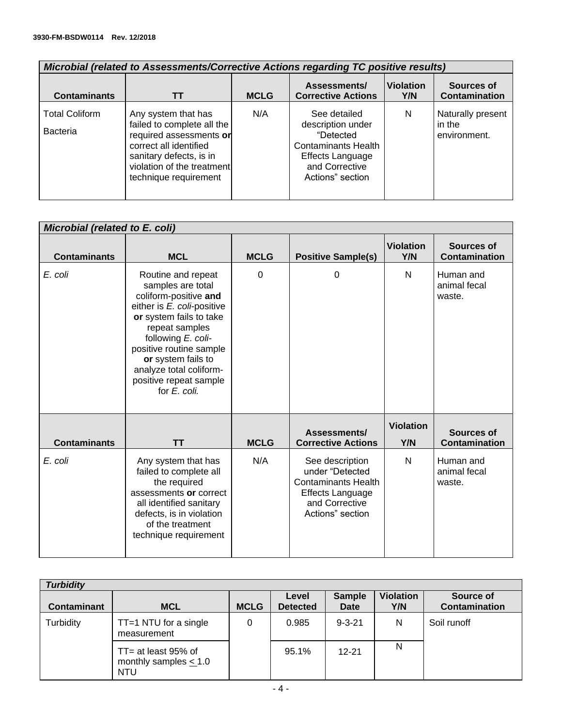| *Microbial (related to Assessments/Corrective Actions regarding TC positive results)* | | | | | |
|---|---|---|---|---|---|
| **Contaminants** | **TT** | **MCLG** | **Assessments/ Corrective Actions** | **Violation Y/N** | **Sources of Contamination** |
| Total Coliform Bacteria | Any system that has failed to complete all the required assessments **or** correct all identified sanitary defects, is in violation of the treatment technique requirement | N/A | See detailed description under "Detected Contaminants Health Effects Language and Corrective Actions" section | N | Naturally present in the environment. |

| *Microbial (related to E. coli)* | | | | | |
|---|---|---|---|---|---|
| **Contaminants** | **MCL** | **MCLG** | **Positive Sample(s)** | **Violation Y/N** | **Sources of Contamination** |
| *E. coli* | Routine and repeat samples are total coliform-positive **and** either is *E. coli*-positive **or** system fails to take repeat samples following *E. coli*-positive routine sample **or** system fails to analyze total coliform-positive repeat sample for *E. coli.* | 0 | 0 | N | Human and animal fecal waste. |
| **Contaminants** | **TT** | **MCLG** | **Assessments/ Corrective Actions** | **Violation Y/N** | **Sources of Contamination** |
| *E. coli* | Any system that has failed to complete all the required assessments **or** correct all identified sanitary defects, is in violation of the treatment technique requirement | N/A | See description under "Detected Contaminants Health Effects Language and Corrective Actions" section | N | Human and animal fecal waste. |

| *Turbidity* | | | | | | |
|---|---|---|---|---|---|---|
| **Contaminant** | **MCL** | **MCLG** | **Level Detected** | **Sample Date** | **Violation Y/N** | **Source of Contamination** |
| Turbidity | TT=1 NTU for a single measurement | 0 | 0.985 | 9-3-21 | N | Soil runoff |
| | TT= at least 95% of monthly samples $\leq$ 1.0 NTU | | 95.1% | 12-21 | N | |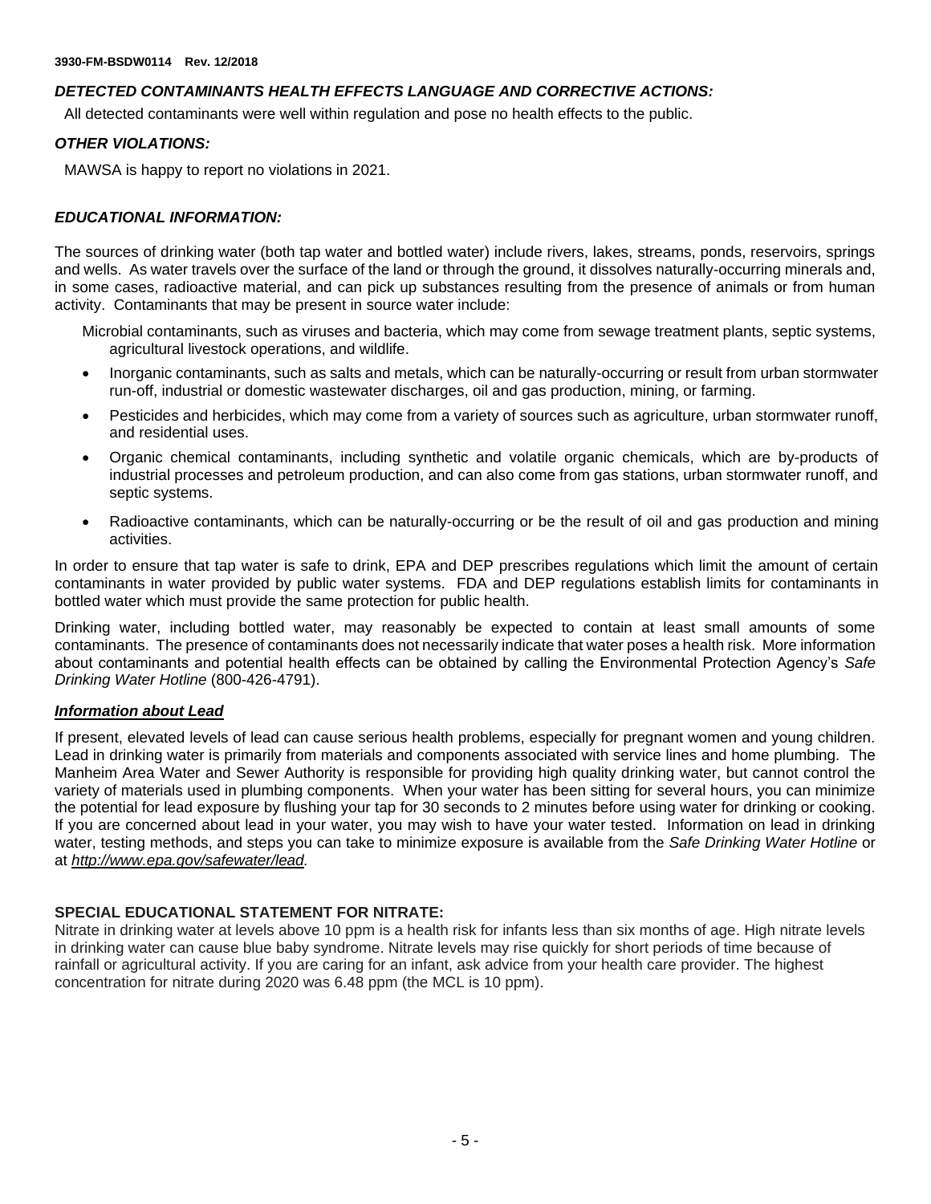***DETECTED CONTAMINANTS HEALTH EFFECTS LANGUAGE AND CORRECTIVE ACTIONS:***

All detected contaminants were well within regulation and pose no health effects to the public.

***OTHER VIOLATIONS:***

MAWSA is happy to report no violations in 2021.

***EDUCATIONAL INFORMATION:***

The sources of drinking water (both tap water and bottled water) include rivers, lakes, streams, ponds, reservoirs, springs and wells. As water travels over the surface of the land or through the ground, it dissolves naturally-occurring minerals and, in some cases, radioactive material, and can pick up substances resulting from the presence of animals or from human activity. Contaminants that may be present in source water include:

Microbial contaminants, such as viruses and bacteria, which may come from sewage treatment plants, septic systems, agricultural livestock operations, and wildlife.

- Inorganic contaminants, such as salts and metals, which can be naturally-occurring or result from urban stormwater run-off, industrial or domestic wastewater discharges, oil and gas production, mining, or farming.
- Pesticides and herbicides, which may come from a variety of sources such as agriculture, urban stormwater runoff, and residential uses.
- Organic chemical contaminants, including synthetic and volatile organic chemicals, which are by-products of industrial processes and petroleum production, and can also come from gas stations, urban stormwater runoff, and septic systems.
- Radioactive contaminants, which can be naturally-occurring or be the result of oil and gas production and mining activities.

In order to ensure that tap water is safe to drink, EPA and DEP prescribes regulations which limit the amount of certain contaminants in water provided by public water systems. FDA and DEP regulations establish limits for contaminants in bottled water which must provide the same protection for public health.

Drinking water, including bottled water, may reasonably be expected to contain at least small amounts of some contaminants. The presence of contaminants does not necessarily indicate that water poses a health risk. More information about contaminants and potential health effects can be obtained by calling the Environmental Protection Agency's *Safe Drinking Water Hotline* (800-426-4791).

***Information about Lead***

If present, elevated levels of lead can cause serious health problems, especially for pregnant women and young children. Lead in drinking water is primarily from materials and components associated with service lines and home plumbing. The Manheim Area Water and Sewer Authority is responsible for providing high quality drinking water, but cannot control the variety of materials used in plumbing components. When your water has been sitting for several hours, you can minimize the potential for lead exposure by flushing your tap for 30 seconds to 2 minutes before using water for drinking or cooking. If you are concerned about lead in your water, you may wish to have your water tested. Information on lead in drinking water, testing methods, and steps you can take to minimize exposure is available from the *Safe Drinking Water Hotline* or at *http://www.epa.gov/safewater/lead.*

**SPECIAL EDUCATIONAL STATEMENT FOR NITRATE:**

Nitrate in drinking water at levels above 10 ppm is a health risk for infants less than six months of age. High nitrate levels in drinking water can cause blue baby syndrome. Nitrate levels may rise quickly for short periods of time because of rainfall or agricultural activity. If you are caring for an infant, ask advice from your health care provider. The highest concentration for nitrate during 2020 was 6.48 ppm (the MCL is 10 ppm).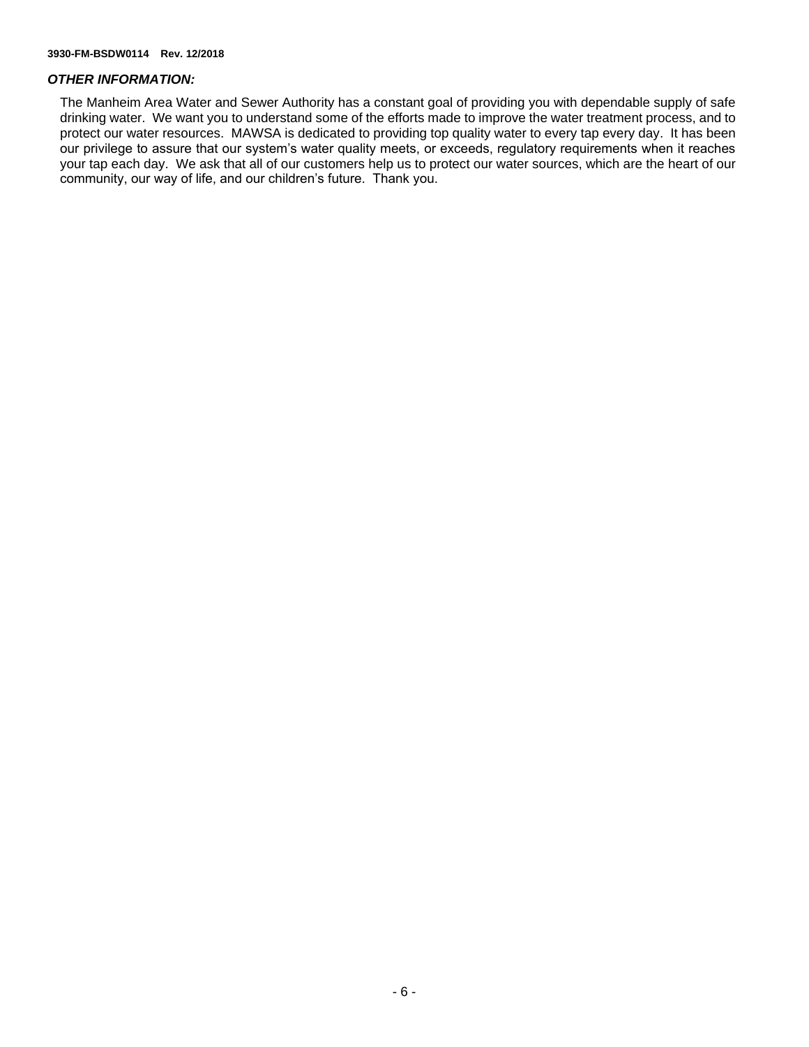***OTHER INFORMATION:***

The Manheim Area Water and Sewer Authority has a constant goal of providing you with dependable supply of safe drinking water. We want you to understand some of the efforts made to improve the water treatment process, and to protect our water resources. MAWSA is dedicated to providing top quality water to every tap every day. It has been our privilege to assure that our system's water quality meets, or exceeds, regulatory requirements when it reaches your tap each day. We ask that all of our customers help us to protect our water sources, which are the heart of our community, our way of life, and our children's future. Thank you.